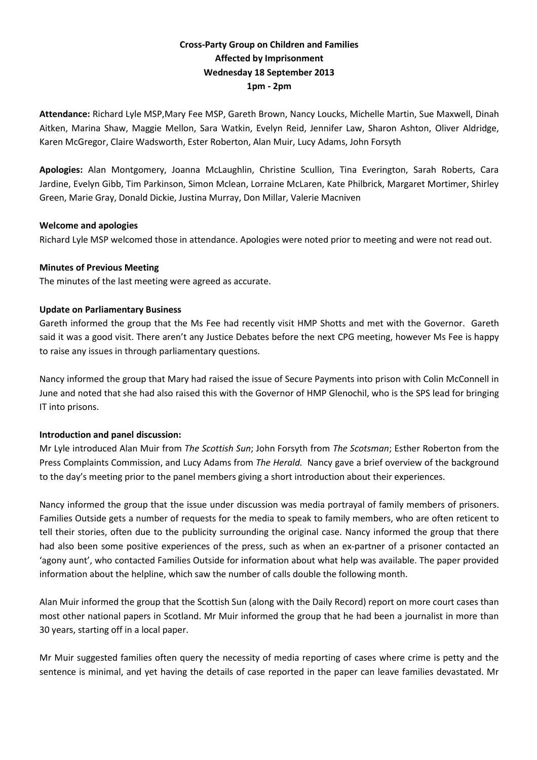**Cross-Party Group on Children and Families Affected by Imprisonment**
**Wednesday 18 September 2013**
**1pm - 2pm**

**Attendance:** Richard Lyle MSP,Mary Fee MSP, Gareth Brown, Nancy Loucks, Michelle Martin, Sue Maxwell, Dinah Aitken, Marina Shaw, Maggie Mellon, Sara Watkin, Evelyn Reid, Jennifer Law, Sharon Ashton, Oliver Aldridge, Karen McGregor, Claire Wadsworth, Ester Roberton, Alan Muir, Lucy Adams, John Forsyth

**Apologies:** Alan Montgomery, Joanna McLaughlin, Christine Scullion, Tina Everington, Sarah Roberts, Cara Jardine, Evelyn Gibb, Tim Parkinson, Simon Mclean, Lorraine McLaren, Kate Philbrick, Margaret Mortimer, Shirley Green, Marie Gray, Donald Dickie, Justina Murray, Don Millar, Valerie Macniven

**Welcome and apologies**

Richard Lyle MSP welcomed those in attendance. Apologies were noted prior to meeting and were not read out.

**Minutes of Previous Meeting**

The minutes of the last meeting were agreed as accurate.

**Update on Parliamentary Business**

Gareth informed the group that the Ms Fee had recently visit HMP Shotts and met with the Governor. Gareth said it was a good visit. There aren't any Justice Debates before the next CPG meeting, however Ms Fee is happy to raise any issues in through parliamentary questions.

Nancy informed the group that Mary had raised the issue of Secure Payments into prison with Colin McConnell in June and noted that she had also raised this with the Governor of HMP Glenochil, who is the SPS lead for bringing IT into prisons.

**Introduction and panel discussion:**

Mr Lyle introduced Alan Muir from *The Scottish Sun*; John Forsyth from *The Scotsman*; Esther Roberton from the Press Complaints Commission, and Lucy Adams from *The Herald.* Nancy gave a brief overview of the background to the day's meeting prior to the panel members giving a short introduction about their experiences.

Nancy informed the group that the issue under discussion was media portrayal of family members of prisoners. Families Outside gets a number of requests for the media to speak to family members, who are often reticent to tell their stories, often due to the publicity surrounding the original case. Nancy informed the group that there had also been some positive experiences of the press, such as when an ex-partner of a prisoner contacted an 'agony aunt', who contacted Families Outside for information about what help was available. The paper provided information about the helpline, which saw the number of calls double the following month.

Alan Muir informed the group that the Scottish Sun (along with the Daily Record) report on more court cases than most other national papers in Scotland. Mr Muir informed the group that he had been a journalist in more than 30 years, starting off in a local paper.

Mr Muir suggested families often query the necessity of media reporting of cases where crime is petty and the sentence is minimal, and yet having the details of case reported in the paper can leave families devastated. Mr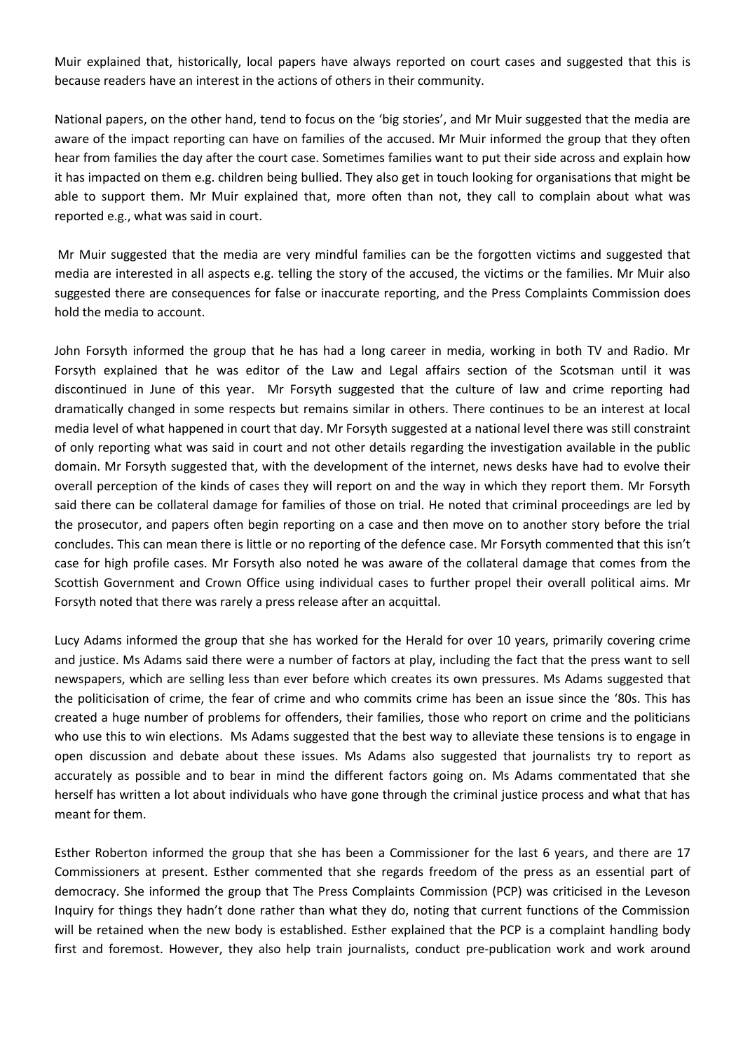Muir explained that, historically, local papers have always reported on court cases and suggested that this is because readers have an interest in the actions of others in their community.

National papers, on the other hand, tend to focus on the 'big stories', and Mr Muir suggested that the media are aware of the impact reporting can have on families of the accused. Mr Muir informed the group that they often hear from families the day after the court case. Sometimes families want to put their side across and explain how it has impacted on them e.g. children being bullied. They also get in touch looking for organisations that might be able to support them. Mr Muir explained that, more often than not, they call to complain about what was reported e.g., what was said in court.

Mr Muir suggested that the media are very mindful families can be the forgotten victims and suggested that media are interested in all aspects e.g. telling the story of the accused, the victims or the families. Mr Muir also suggested there are consequences for false or inaccurate reporting, and the Press Complaints Commission does hold the media to account.

John Forsyth informed the group that he has had a long career in media, working in both TV and Radio. Mr Forsyth explained that he was editor of the Law and Legal affairs section of the Scotsman until it was discontinued in June of this year. Mr Forsyth suggested that the culture of law and crime reporting had dramatically changed in some respects but remains similar in others. There continues to be an interest at local media level of what happened in court that day. Mr Forsyth suggested at a national level there was still constraint of only reporting what was said in court and not other details regarding the investigation available in the public domain. Mr Forsyth suggested that, with the development of the internet, news desks have had to evolve their overall perception of the kinds of cases they will report on and the way in which they report them. Mr Forsyth said there can be collateral damage for families of those on trial. He noted that criminal proceedings are led by the prosecutor, and papers often begin reporting on a case and then move on to another story before the trial concludes. This can mean there is little or no reporting of the defence case. Mr Forsyth commented that this isn't case for high profile cases. Mr Forsyth also noted he was aware of the collateral damage that comes from the Scottish Government and Crown Office using individual cases to further propel their overall political aims. Mr Forsyth noted that there was rarely a press release after an acquittal.

Lucy Adams informed the group that she has worked for the Herald for over 10 years, primarily covering crime and justice. Ms Adams said there were a number of factors at play, including the fact that the press want to sell newspapers, which are selling less than ever before which creates its own pressures. Ms Adams suggested that the politicisation of crime, the fear of crime and who commits crime has been an issue since the '80s. This has created a huge number of problems for offenders, their families, those who report on crime and the politicians who use this to win elections. Ms Adams suggested that the best way to alleviate these tensions is to engage in open discussion and debate about these issues. Ms Adams also suggested that journalists try to report as accurately as possible and to bear in mind the different factors going on. Ms Adams commentated that she herself has written a lot about individuals who have gone through the criminal justice process and what that has meant for them.

Esther Roberton informed the group that she has been a Commissioner for the last 6 years, and there are 17 Commissioners at present. Esther commented that she regards freedom of the press as an essential part of democracy. She informed the group that The Press Complaints Commission (PCP) was criticised in the Leveson Inquiry for things they hadn't done rather than what they do, noting that current functions of the Commission will be retained when the new body is established. Esther explained that the PCP is a complaint handling body first and foremost. However, they also help train journalists, conduct pre-publication work and work around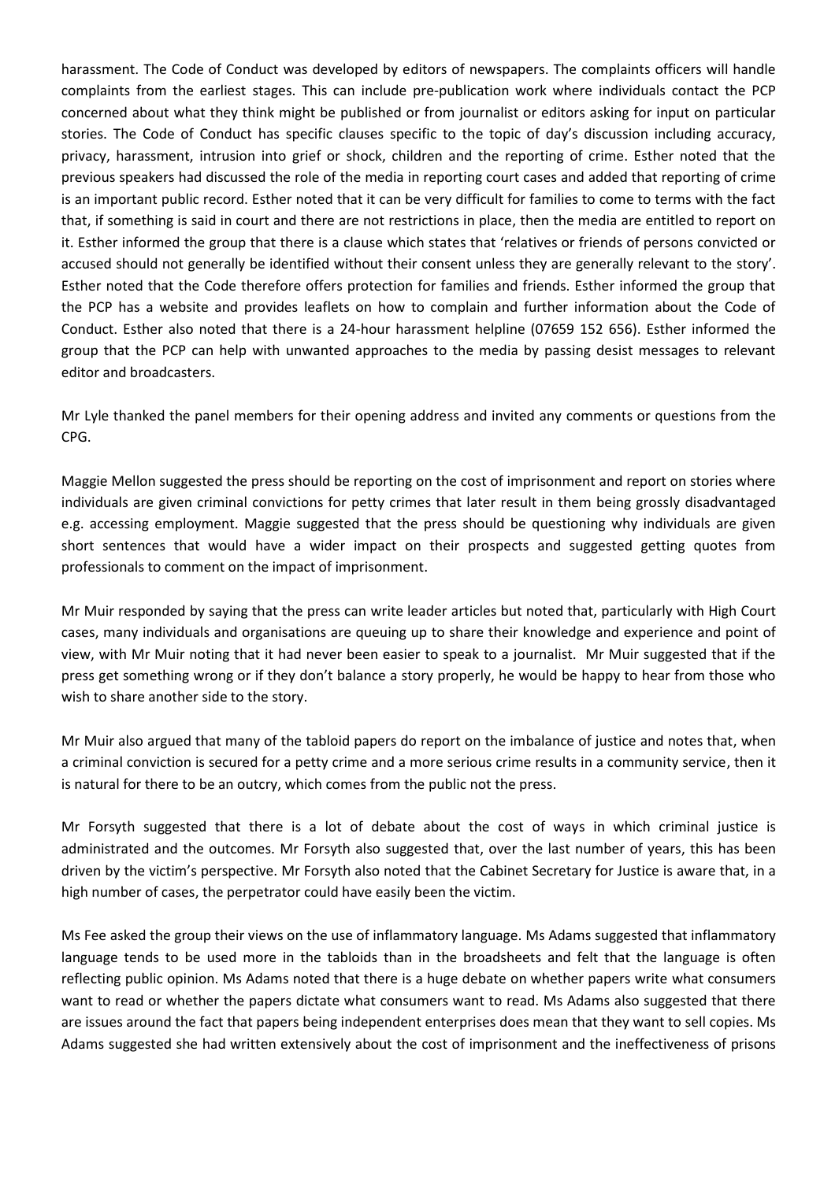harassment. The Code of Conduct was developed by editors of newspapers. The complaints officers will handle complaints from the earliest stages. This can include pre-publication work where individuals contact the PCP concerned about what they think might be published or from journalist or editors asking for input on particular stories. The Code of Conduct has specific clauses specific to the topic of day's discussion including accuracy, privacy, harassment, intrusion into grief or shock, children and the reporting of crime. Esther noted that the previous speakers had discussed the role of the media in reporting court cases and added that reporting of crime is an important public record. Esther noted that it can be very difficult for families to come to terms with the fact that, if something is said in court and there are not restrictions in place, then the media are entitled to report on it. Esther informed the group that there is a clause which states that 'relatives or friends of persons convicted or accused should not generally be identified without their consent unless they are generally relevant to the story'. Esther noted that the Code therefore offers protection for families and friends. Esther informed the group that the PCP has a website and provides leaflets on how to complain and further information about the Code of Conduct. Esther also noted that there is a 24-hour harassment helpline (07659 152 656). Esther informed the group that the PCP can help with unwanted approaches to the media by passing desist messages to relevant editor and broadcasters.

Mr Lyle thanked the panel members for their opening address and invited any comments or questions from the CPG.

Maggie Mellon suggested the press should be reporting on the cost of imprisonment and report on stories where individuals are given criminal convictions for petty crimes that later result in them being grossly disadvantaged e.g. accessing employment. Maggie suggested that the press should be questioning why individuals are given short sentences that would have a wider impact on their prospects and suggested getting quotes from professionals to comment on the impact of imprisonment.

Mr Muir responded by saying that the press can write leader articles but noted that, particularly with High Court cases, many individuals and organisations are queuing up to share their knowledge and experience and point of view, with Mr Muir noting that it had never been easier to speak to a journalist. Mr Muir suggested that if the press get something wrong or if they don't balance a story properly, he would be happy to hear from those who wish to share another side to the story.

Mr Muir also argued that many of the tabloid papers do report on the imbalance of justice and notes that, when a criminal conviction is secured for a petty crime and a more serious crime results in a community service, then it is natural for there to be an outcry, which comes from the public not the press.

Mr Forsyth suggested that there is a lot of debate about the cost of ways in which criminal justice is administrated and the outcomes. Mr Forsyth also suggested that, over the last number of years, this has been driven by the victim's perspective. Mr Forsyth also noted that the Cabinet Secretary for Justice is aware that, in a high number of cases, the perpetrator could have easily been the victim.

Ms Fee asked the group their views on the use of inflammatory language. Ms Adams suggested that inflammatory language tends to be used more in the tabloids than in the broadsheets and felt that the language is often reflecting public opinion. Ms Adams noted that there is a huge debate on whether papers write what consumers want to read or whether the papers dictate what consumers want to read. Ms Adams also suggested that there are issues around the fact that papers being independent enterprises does mean that they want to sell copies. Ms Adams suggested she had written extensively about the cost of imprisonment and the ineffectiveness of prisons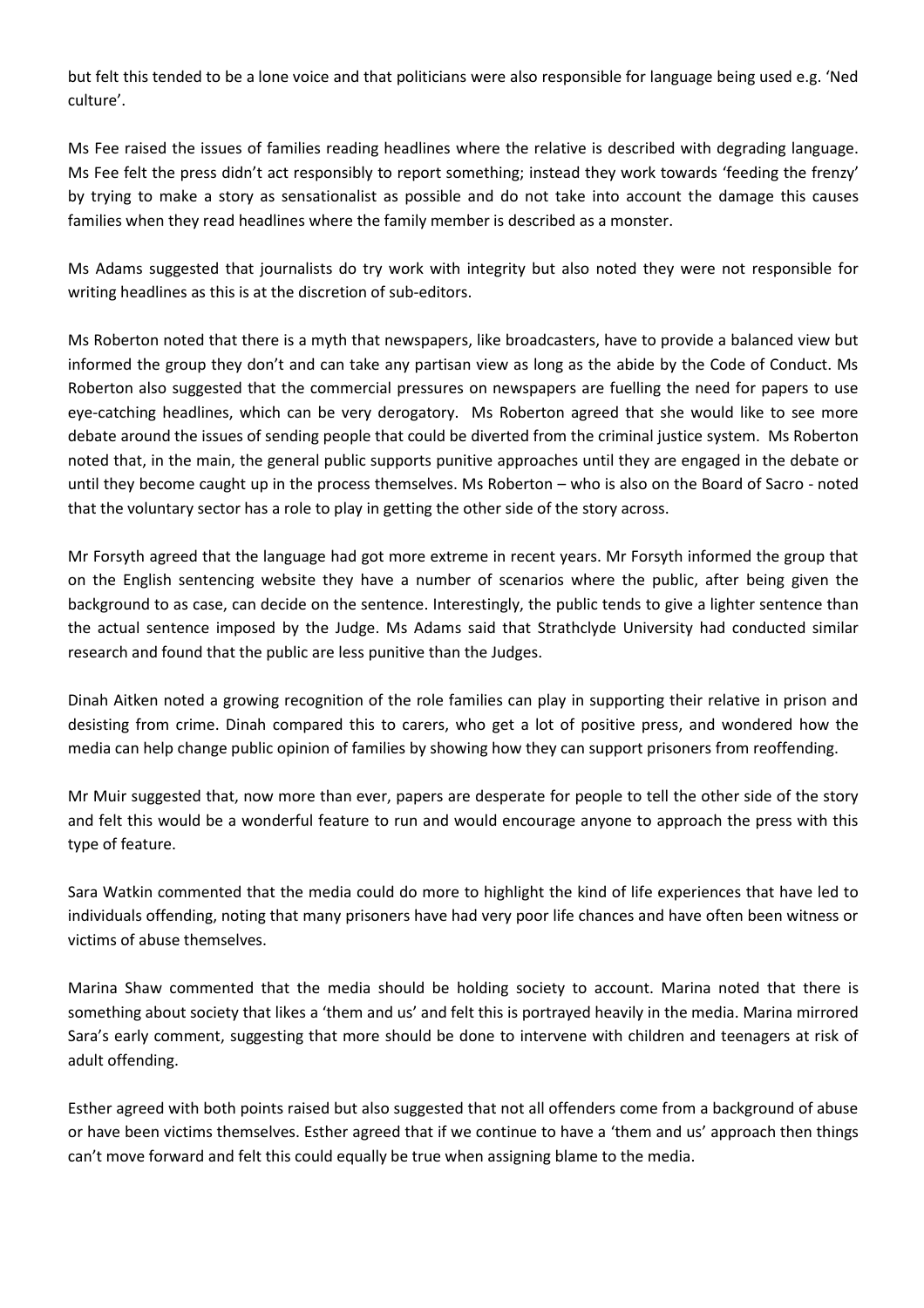but felt this tended to be a lone voice and that politicians were also responsible for language being used e.g. 'Ned culture'.

Ms Fee raised the issues of families reading headlines where the relative is described with degrading language. Ms Fee felt the press didn't act responsibly to report something; instead they work towards 'feeding the frenzy' by trying to make a story as sensationalist as possible and do not take into account the damage this causes families when they read headlines where the family member is described as a monster.

Ms Adams suggested that journalists do try work with integrity but also noted they were not responsible for writing headlines as this is at the discretion of sub-editors.

Ms Roberton noted that there is a myth that newspapers, like broadcasters, have to provide a balanced view but informed the group they don't and can take any partisan view as long as the abide by the Code of Conduct. Ms Roberton also suggested that the commercial pressures on newspapers are fuelling the need for papers to use eye-catching headlines, which can be very derogatory. Ms Roberton agreed that she would like to see more debate around the issues of sending people that could be diverted from the criminal justice system. Ms Roberton noted that, in the main, the general public supports punitive approaches until they are engaged in the debate or until they become caught up in the process themselves. Ms Roberton – who is also on the Board of Sacro - noted that the voluntary sector has a role to play in getting the other side of the story across.

Mr Forsyth agreed that the language had got more extreme in recent years. Mr Forsyth informed the group that on the English sentencing website they have a number of scenarios where the public, after being given the background to as case, can decide on the sentence. Interestingly, the public tends to give a lighter sentence than the actual sentence imposed by the Judge. Ms Adams said that Strathclyde University had conducted similar research and found that the public are less punitive than the Judges.

Dinah Aitken noted a growing recognition of the role families can play in supporting their relative in prison and desisting from crime. Dinah compared this to carers, who get a lot of positive press, and wondered how the media can help change public opinion of families by showing how they can support prisoners from reoffending.

Mr Muir suggested that, now more than ever, papers are desperate for people to tell the other side of the story and felt this would be a wonderful feature to run and would encourage anyone to approach the press with this type of feature.

Sara Watkin commented that the media could do more to highlight the kind of life experiences that have led to individuals offending, noting that many prisoners have had very poor life chances and have often been witness or victims of abuse themselves.

Marina Shaw commented that the media should be holding society to account. Marina noted that there is something about society that likes a 'them and us' and felt this is portrayed heavily in the media. Marina mirrored Sara's early comment, suggesting that more should be done to intervene with children and teenagers at risk of adult offending.

Esther agreed with both points raised but also suggested that not all offenders come from a background of abuse or have been victims themselves. Esther agreed that if we continue to have a 'them and us' approach then things can't move forward and felt this could equally be true when assigning blame to the media.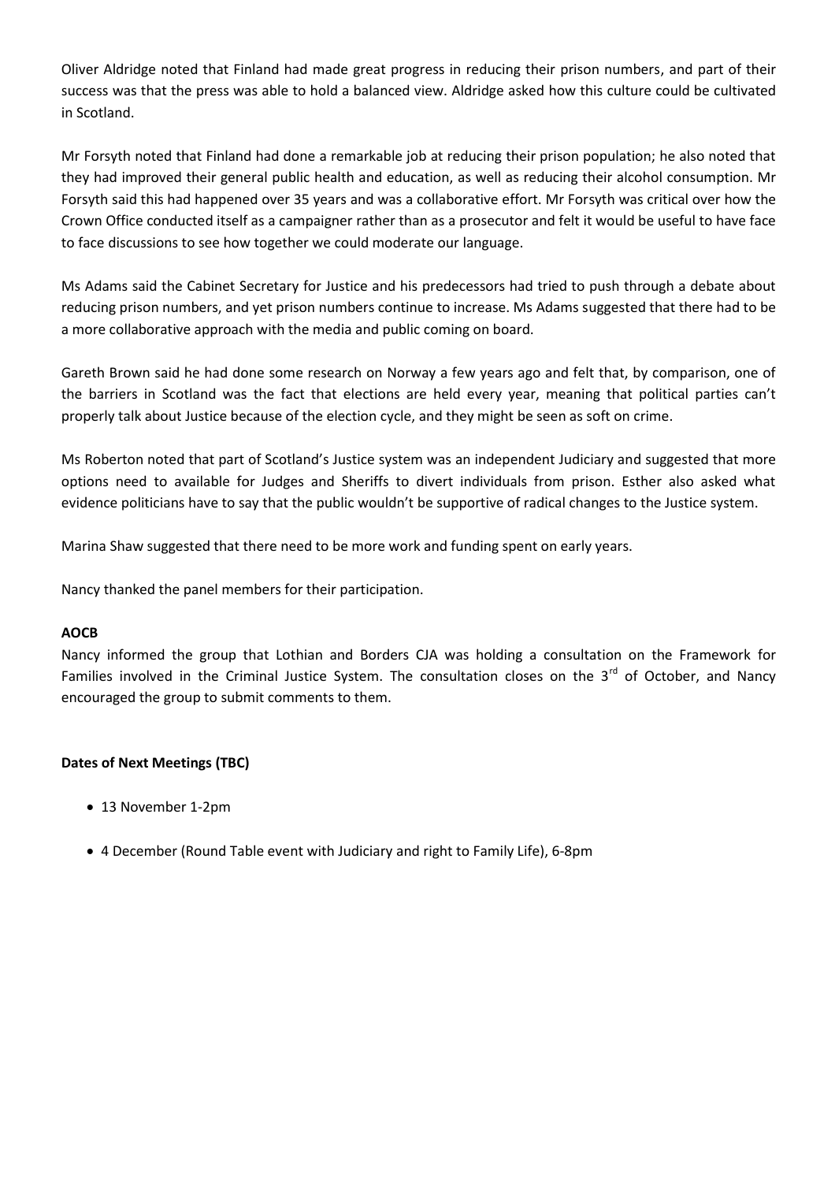Oliver Aldridge noted that Finland had made great progress in reducing their prison numbers, and part of their success was that the press was able to hold a balanced view. Aldridge asked how this culture could be cultivated in Scotland.

Mr Forsyth noted that Finland had done a remarkable job at reducing their prison population; he also noted that they had improved their general public health and education, as well as reducing their alcohol consumption. Mr Forsyth said this had happened over 35 years and was a collaborative effort. Mr Forsyth was critical over how the Crown Office conducted itself as a campaigner rather than as a prosecutor and felt it would be useful to have face to face discussions to see how together we could moderate our language.

Ms Adams said the Cabinet Secretary for Justice and his predecessors had tried to push through a debate about reducing prison numbers, and yet prison numbers continue to increase. Ms Adams suggested that there had to be a more collaborative approach with the media and public coming on board.

Gareth Brown said he had done some research on Norway a few years ago and felt that, by comparison, one of the barriers in Scotland was the fact that elections are held every year, meaning that political parties can't properly talk about Justice because of the election cycle, and they might be seen as soft on crime.

Ms Roberton noted that part of Scotland's Justice system was an independent Judiciary and suggested that more options need to available for Judges and Sheriffs to divert individuals from prison. Esther also asked what evidence politicians have to say that the public wouldn't be supportive of radical changes to the Justice system.

Marina Shaw suggested that there need to be more work and funding spent on early years.

Nancy thanked the panel members for their participation.

**AOCB**

Nancy informed the group that Lothian and Borders CJA was holding a consultation on the Framework for Families involved in the Criminal Justice System. The consultation closes on the 3rd of October, and Nancy encouraged the group to submit comments to them.

**Dates of Next Meetings (TBC)**

- 13 November 1-2pm
- 4 December (Round Table event with Judiciary and right to Family Life), 6-8pm